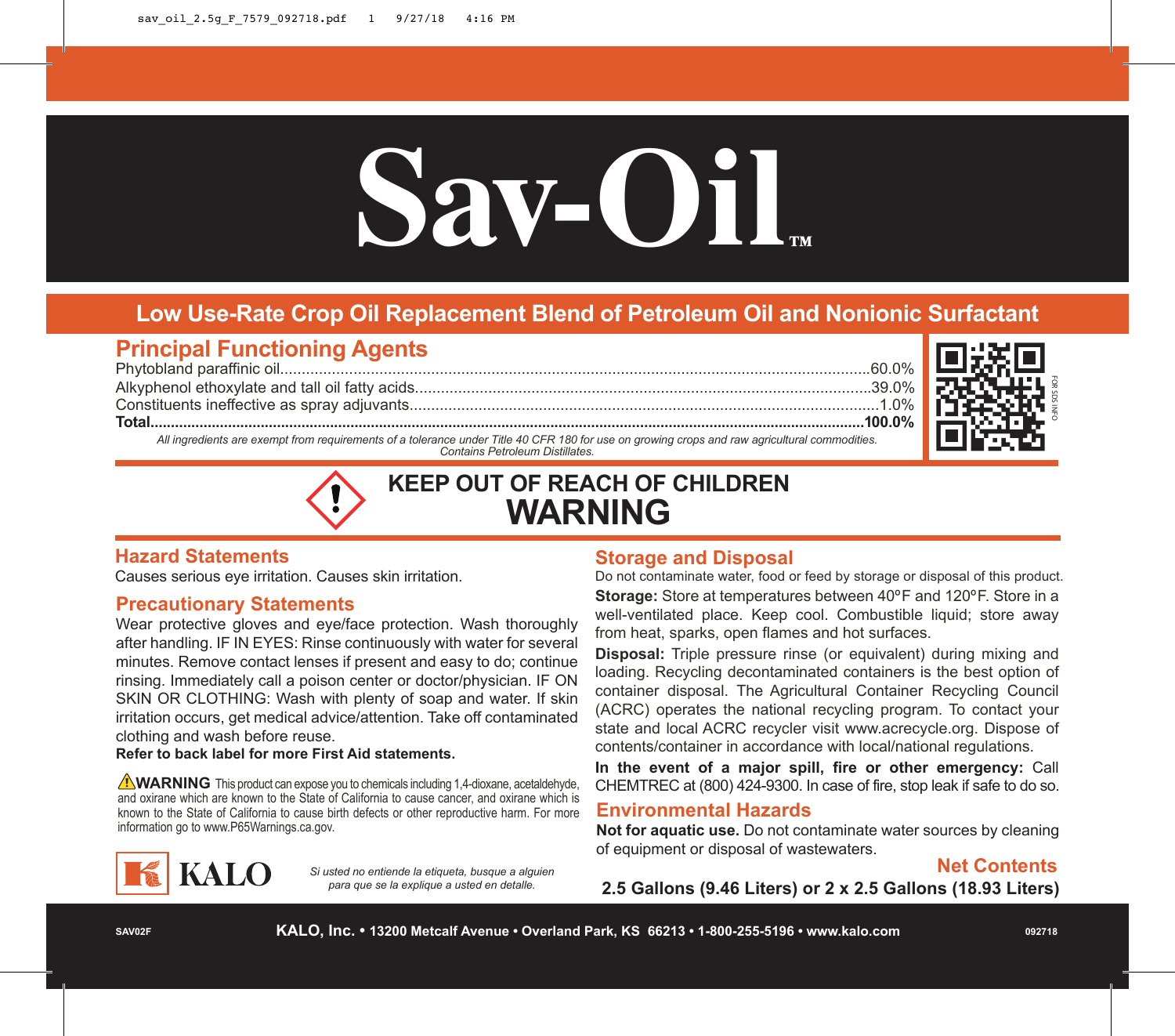# Sav-Oil™

## Low Use-Rate Crop Oil Replacement Blend of Petroleum Oil and Nonionic Surfactant

### Principal Functioning Agents

| Ingredient | Percent |
|---|---|
| Phytobland paraffinic oil | 60.0% |
| Alkyphenol ethoxylate and tall oil fatty acids | 39.0% |
| Constituents ineffective as spray adjuvants | 1.0% |
| **Total** | **100.0%** |

*All ingredients are exempt from requirements of a tolerance under Title 40 CFR 180 for use on growing crops and raw agricultural commodities.*
*Contains Petroleum Distillates.*

FOR SDS INFO

## KEEP OUT OF REACH OF CHILDREN
## WARNING

### Hazard Statements

Causes serious eye irritation. Causes skin irritation.

### Precautionary Statements

Wear protective gloves and eye/face protection. Wash thoroughly after handling. IF IN EYES: Rinse continuously with water for several minutes. Remove contact lenses if present and easy to do; continue rinsing. Immediately call a poison center or doctor/physician. IF ON SKIN OR CLOTHING: Wash with plenty of soap and water. If skin irritation occurs, get medical advice/attention. Take off contaminated clothing and wash before reuse.

**Refer to back label for more First Aid statements.**

⚠**WARNING** This product can expose you to chemicals including 1,4-dioxane, acetaldehyde, and oxirane which are known to the State of California to cause cancer, and oxirane which is known to the State of California to cause birth defects or other reproductive harm. For more information go to www.P65Warnings.ca.gov.

### Storage and Disposal

Do not contaminate water, food or feed by storage or disposal of this product.

**Storage:** Store at temperatures between 40ºF and 120ºF. Store in a well-ventilated place. Keep cool. Combustible liquid; store away from heat, sparks, open flames and hot surfaces.

**Disposal:** Triple pressure rinse (or equivalent) during mixing and loading. Recycling decontaminated containers is the best option of container disposal. The Agricultural Container Recycling Council (ACRC) operates the national recycling program. To contact your state and local ACRC recycler visit www.acrecycle.org. Dispose of contents/container in accordance with local/national regulations.

**In the event of a major spill, fire or other emergency:** Call CHEMTREC at (800) 424-9300. In case of fire, stop leak if safe to do so.

### Environmental Hazards

**Not for aquatic use.** Do not contaminate water sources by cleaning of equipment or disposal of wastewaters.

KALO

*Si usted no entiende la etiqueta, busque a alguien para que se la explique a usted en detalle.*

### Net Contents

**2.5 Gallons (9.46 Liters) or 2 x 2.5 Gallons (18.93 Liters)**

SAV02F

**KALO, Inc. • 13200 Metcalf Avenue • Overland Park, KS 66213 • 1-800-255-5196 • www.kalo.com**

092718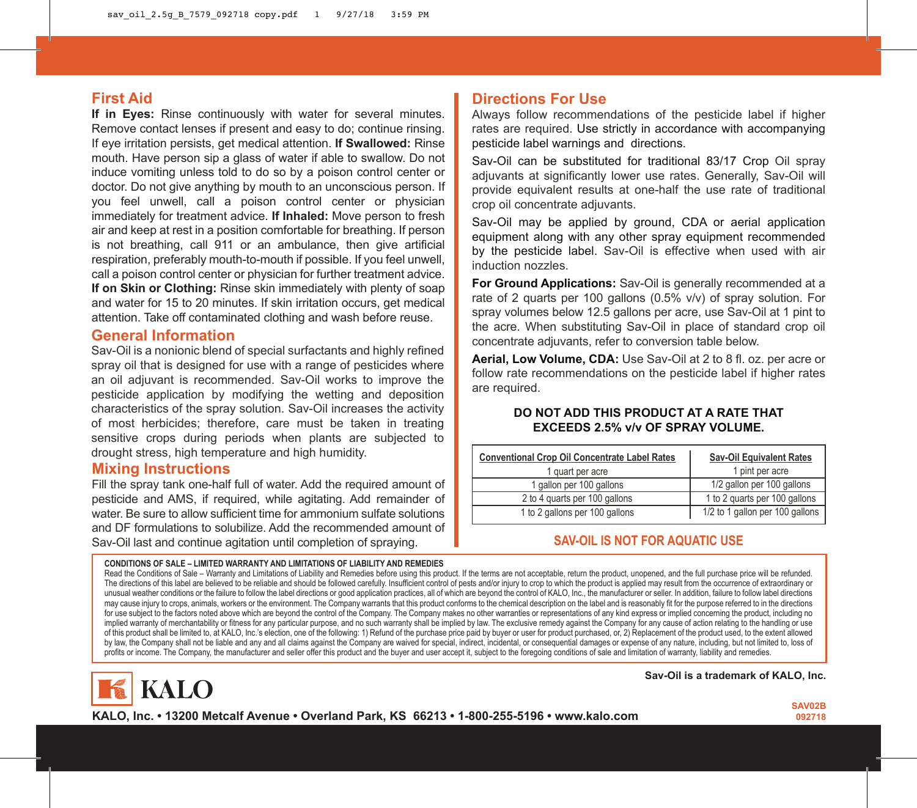## First Aid

**If in Eyes:** Rinse continuously with water for several minutes. Remove contact lenses if present and easy to do; continue rinsing. If eye irritation persists, get medical attention. **If Swallowed:** Rinse mouth. Have person sip a glass of water if able to swallow. Do not induce vomiting unless told to do so by a poison control center or doctor. Do not give anything by mouth to an unconscious person. If you feel unwell, call a poison control center or physician immediately for treatment advice. **If Inhaled:** Move person to fresh air and keep at rest in a position comfortable for breathing. If person is not breathing, call 911 or an ambulance, then give artificial respiration, preferably mouth-to-mouth if possible. If you feel unwell, call a poison control center or physician for further treatment advice. **If on Skin or Clothing:** Rinse skin immediately with plenty of soap and water for 15 to 20 minutes. If skin irritation occurs, get medical attention. Take off contaminated clothing and wash before reuse.

## General Information

Sav-Oil is a nonionic blend of special surfactants and highly refined spray oil that is designed for use with a range of pesticides where an oil adjuvant is recommended. Sav-Oil works to improve the pesticide application by modifying the wetting and deposition characteristics of the spray solution. Sav-Oil increases the activity of most herbicides; therefore, care must be taken in treating sensitive crops during periods when plants are subjected to drought stress, high temperature and high humidity.

## Mixing Instructions

Fill the spray tank one-half full of water. Add the required amount of pesticide and AMS, if required, while agitating. Add remainder of water. Be sure to allow sufficient time for ammonium sulfate solutions and DF formulations to solubilize. Add the recommended amount of Sav-Oil last and continue agitation until completion of spraying.

## Directions For Use

Always follow recommendations of the pesticide label if higher rates are required. Use strictly in accordance with accompanying pesticide label warnings and directions.

Sav-Oil can be substituted for traditional 83/17 Crop Oil spray adjuvants at significantly lower use rates. Generally, Sav-Oil will provide equivalent results at one-half the use rate of traditional crop oil concentrate adjuvants.

Sav-Oil may be applied by ground, CDA or aerial application equipment along with any other spray equipment recommended by the pesticide label. Sav-Oil is effective when used with air induction nozzles.

**For Ground Applications:** Sav-Oil is generally recommended at a rate of 2 quarts per 100 gallons (0.5% v/v) of spray solution. For spray volumes below 12.5 gallons per acre, use Sav-Oil at 1 pint to the acre. When substituting Sav-Oil in place of standard crop oil concentrate adjuvants, refer to conversion table below.

**Aerial, Low Volume, CDA:** Use Sav-Oil at 2 to 8 fl. oz. per acre or follow rate recommendations on the pesticide label if higher rates are required.

**DO NOT ADD THIS PRODUCT AT A RATE THAT EXCEEDS 2.5% v/v OF SPRAY VOLUME.**

| Conventional Crop Oil Concentrate Label Rates | Sav-Oil Equivalent Rates |
|---|---|
| 1 quart per acre | 1 pint per acre |
| 1 gallon per 100 gallons | 1/2 gallon per 100 gallons |
| 2 to 4 quarts per 100 gallons | 1 to 2 quarts per 100 gallons |
| 1 to 2 gallons per 100 gallons | 1/2 to 1 gallon per 100 gallons |

**SAV-OIL IS NOT FOR AQUATIC USE**

**CONDITIONS OF SALE – LIMITED WARRANTY AND LIMITATIONS OF LIABILITY AND REMEDIES**

Read the Conditions of Sale – Warranty and Limitations of Liability and Remedies before using this product. If the terms are not acceptable, return the product, unopened, and the full purchase price will be refunded. The directions of this label are believed to be reliable and should be followed carefully. Insufficient control of pests and/or injury to crop to which the product is applied may result from the occurrence of extraordinary or unusual weather conditions or the failure to follow the label directions or good application practices, all of which are beyond the control of KALO, Inc., the manufacturer or seller. In addition, failure to follow label directions may cause injury to crops, animals, workers or the environment. The Company warrants that this product conforms to the chemical description on the label and is reasonably fit for the purpose referred to in the directions for use subject to the factors noted above which are beyond the control of the Company. The Company makes no other warranties or representations of any kind express or implied concerning the product, including no implied warranty of merchantability or fitness for any particular purpose, and no such warranty shall be implied by law. The exclusive remedy against the Company for any cause of action relating to the handling or use of this product shall be limited to, at KALO, Inc.'s election, one of the following: 1) Refund of the purchase price paid by buyer or user for product purchased, or, 2) Replacement of the product used, to the extent allowed by law, the Company shall not be liable and any and all claims against the Company are waived for special, indirect, incidental, or consequential damages or expense of any nature, including, but not limited to, loss of profits or income. The Company, the manufacturer and seller offer this product and the buyer and user accept it, subject to the foregoing conditions of sale and limitation of warranty, liability and remedies.

KALO

**Sav-Oil is a trademark of KALO, Inc.**

**KALO, Inc. • 13200 Metcalf Avenue • Overland Park, KS 66213 • 1-800-255-5196 • www.kalo.com**

SAV02B
092718